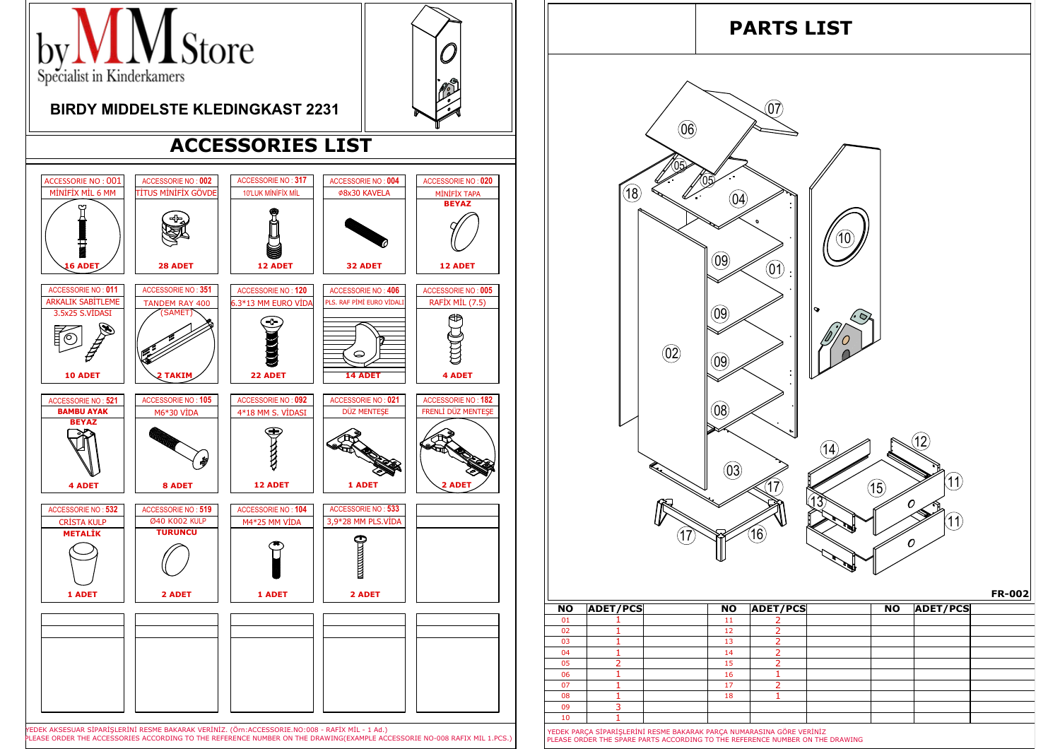byMMStore
Specialist in Kinderkamers

## BIRDY MIDDELSTE KLEDINGKAST 2231

## ACCESSORIES LIST

| ACCESSORIE NO : 001 | ACCESSORIE NO : 002 | ACCESSORIE NO : 317 | ACCESSORIE NO : 004 | ACCESSORIE NO : 020 |
|---|---|---|---|---|
| MİNİFİX MİL 6 MM | TİTUS MİNİFİX GÖVDE | 10'LUK MİNİFİX MİL | Ø8x30 KAVELA | MİNİFİX TAPA BEYAZ |
| 16 ADET | 28 ADET | 12 ADET | 32 ADET | 12 ADET |

| ACCESSORIE NO : 011 | ACCESSORIE NO : 351 | ACCESSORIE NO : 120 | ACCESSORIE NO : 406 | ACCESSORIE NO : 005 |
|---|---|---|---|---|
| ARKALIK SABİTLEME 3.5x25 S.VİDASI | TANDEM RAY 400 (SAMET) | 6.3*13 MM EURO VİDA | PLS. RAF PİMİ EURO VİDALI | RAFİX MİL (7.5) |
| 10 ADET | 2 TAKIM | 22 ADET | 14 ADET | 4 ADET |

| ACCESSORIE NO : 521 | ACCESSORIE NO : 105 | ACCESSORIE NO : 092 | ACCESSORIE NO : 021 | ACCESSORIE NO : 182 |
|---|---|---|---|---|
| BAMBU AYAK BEYAZ | M6*30 VİDA | 4*18 MM S. VİDASI | DÜZ MENTEŞE | FRENLİ DÜZ MENTEŞE |
| 4 ADET | 8 ADET | 12 ADET | 1 ADET | 2 ADET |

| ACCESSORIE NO : 532 | ACCESSORIE NO : 519 | ACCESSORIE NO : 104 | ACCESSORIE NO : 533 | |
|---|---|---|---|---|
| CRİSTA KULP METALİK | Ø40 K002 KULP TURUNCU | M4*25 MM VİDA | 3,9*28 MM PLS.VİDA | |
| 1 ADET | 2 ADET | 1 ADET | 2 ADET | |

YEDEK AKSESUAR SİPARİŞLERİNİ RESME BAKARAK VERİNİZ. (Örn:ACCESSORIE.NO:008 - RAFİX MİL - 1 Ad.)
PLEASE ORDER THE ACCESSORIES ACCORDING TO THE REFERENCE NUMBER ON THE DRAWING(EXAMPLE ACCESSORIE NO-008 RAFIX MIL 1.PCS.)

## PARTS LIST

FR-002

| NO | ADET/PCS | | NO | ADET/PCS | | NO | ADET/PCS | |
|---|---|---|---|---|---|---|---|---|
| 01 | 1 | | 11 | 2 | | | | |
| 02 | 1 | | 12 | 2 | | | | |
| 03 | 1 | | 13 | 2 | | | | |
| 04 | 1 | | 14 | 2 | | | | |
| 05 | 2 | | 15 | 2 | | | | |
| 06 | 1 | | 16 | 1 | | | | |
| 07 | 1 | | 17 | 2 | | | | |
| 08 | 1 | | 18 | 1 | | | | |
| 09 | 3 | | | | | | | |
| 10 | 1 | | | | | | | |

YEDEK PARÇA SİPARİŞLERİNİ RESME BAKARAK PARÇA NUMARASINA GÖRE VERİNİZ
PLEASE ORDER THE SPARE PARTS ACCORDING TO THE REFERENCE NUMBER ON THE DRAWING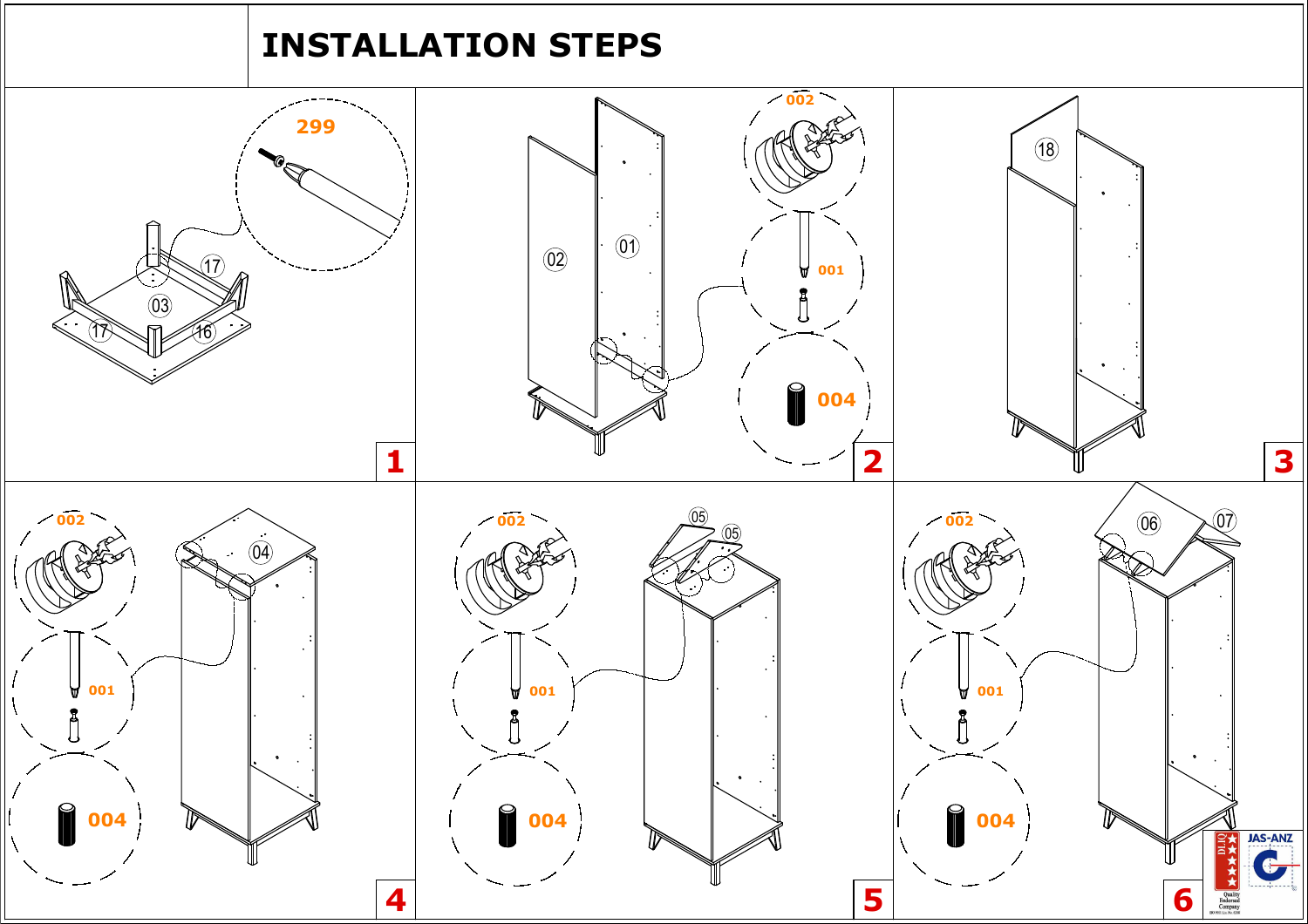# INSTALLATION STEPS

**1**

299

17 03 17 16

**2**

002

001

004

02 01

**3**

18

**4**

002

001

004

04

**5**

002

001

004

05 05

**6**

002

001

004

06 07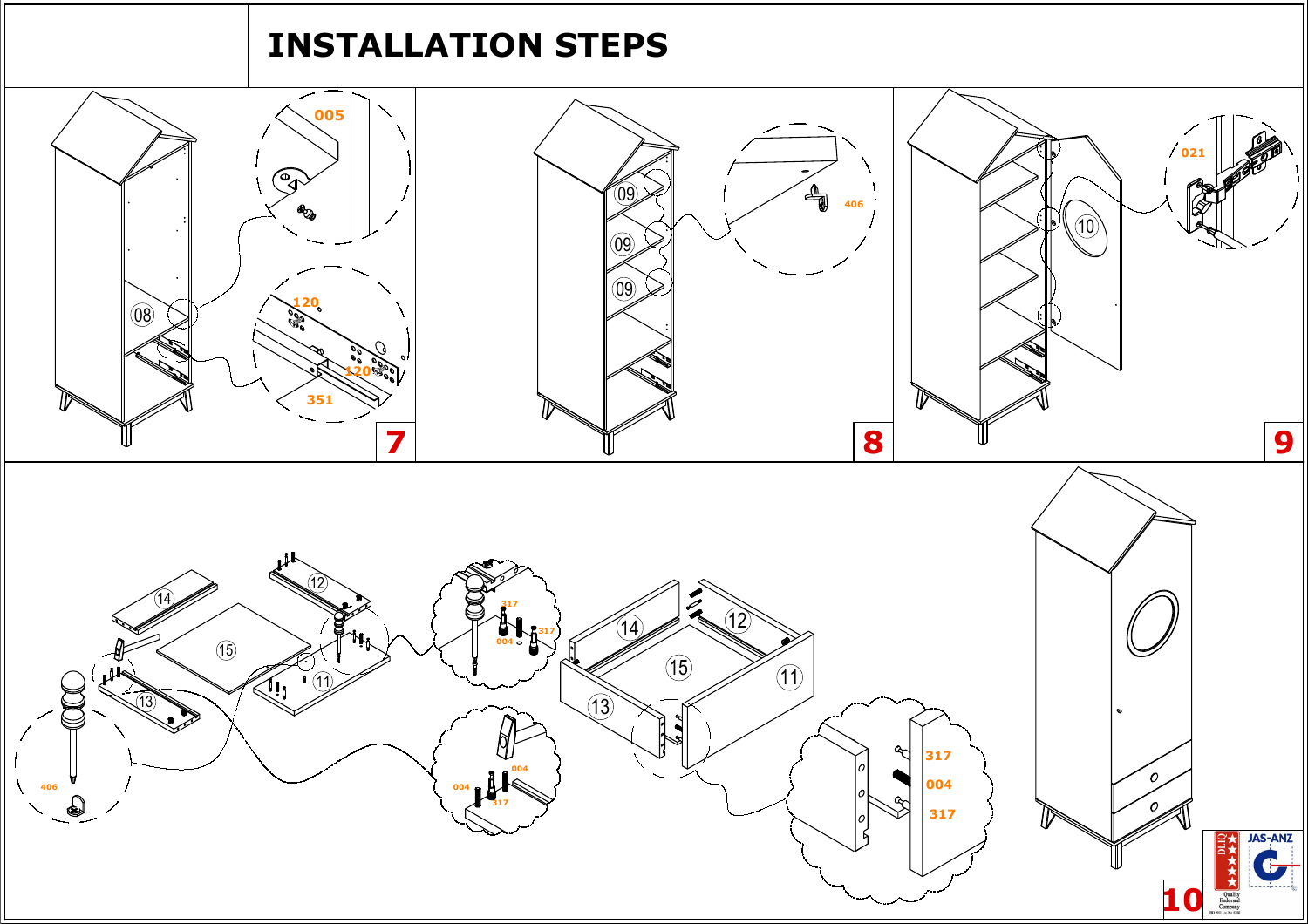# INSTALLATION STEPS

7

005

120

120

351

08

8

09

09

09

406

9

10

021

10

14

12

15

13

11

406

317

317

004

004

004

317

14

12

15

11

13

317

004

317